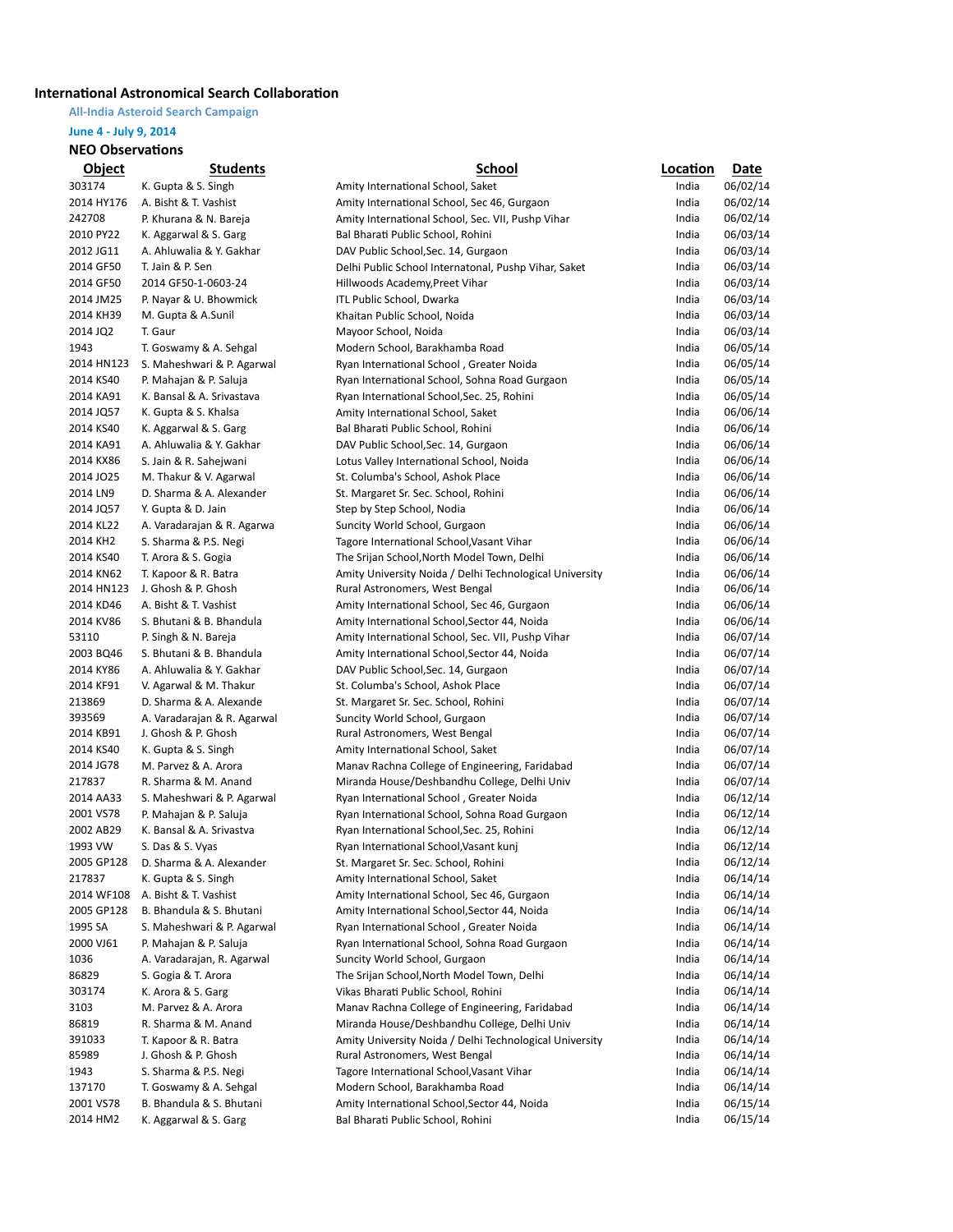# International Astronomical Search Collaboration

**All-India Asteroid Search Campaign**

**June 4 - July 9, 2014**

## NEO Observations

| Object | Students | School | Location | Date |
|---|---|---|---|---|
| 303174 | K. Gupta & S. Singh | Amity International School, Saket | India | 06/02/14 |
| 2014 HY176 | A. Bisht & T. Vashist | Amity International School, Sec 46, Gurgaon | India | 06/02/14 |
| 242708 | P. Khurana & N. Bareja | Amity International School, Sec. VII, Pushp Vihar | India | 06/02/14 |
| 2010 PY22 | K. Aggarwal & S. Garg | Bal Bharati Public School, Rohini | India | 06/03/14 |
| 2012 JG11 | A. Ahluwalia & Y. Gakhar | DAV Public School,Sec. 14, Gurgaon | India | 06/03/14 |
| 2014 GF50 | T. Jain & P. Sen | Delhi Public School Internatonal, Pushp Vihar, Saket | India | 06/03/14 |
| 2014 GF50 | 2014 GF50-1-0603-24 | Hillwoods Academy,Preet Vihar | India | 06/03/14 |
| 2014 JM25 | P. Nayar & U. Bhowmick | ITL Public School, Dwarka | India | 06/03/14 |
| 2014 KH39 | M. Gupta & A.Sunil | Khaitan Public School, Noida | India | 06/03/14 |
| 2014 JQ2 | T. Gaur | Mayoor School, Noida | India | 06/03/14 |
| 1943 | T. Goswamy & A. Sehgal | Modern School, Barakhamba Road | India | 06/05/14 |
| 2014 HN123 | S. Maheshwari & P. Agarwal | Ryan International School , Greater Noida | India | 06/05/14 |
| 2014 KS40 | P. Mahajan & P. Saluja | Ryan International School, Sohna Road Gurgaon | India | 06/05/14 |
| 2014 KA91 | K. Bansal & A. Srivastava | Ryan International School,Sec. 25, Rohini | India | 06/05/14 |
| 2014 JQ57 | K. Gupta & S. Khalsa | Amity International School, Saket | India | 06/06/14 |
| 2014 KS40 | K. Aggarwal & S. Garg | Bal Bharati Public School, Rohini | India | 06/06/14 |
| 2014 KA91 | A. Ahluwalia & Y. Gakhar | DAV Public School,Sec. 14, Gurgaon | India | 06/06/14 |
| 2014 KX86 | S. Jain & R. Sahejwani | Lotus Valley International School, Noida | India | 06/06/14 |
| 2014 JO25 | M. Thakur & V. Agarwal | St. Columba's School, Ashok Place | India | 06/06/14 |
| 2014 LN9 | D. Sharma & A. Alexander | St. Margaret Sr. Sec. School, Rohini | India | 06/06/14 |
| 2014 JQ57 | Y. Gupta & D. Jain | Step by Step School, Noida | India | 06/06/14 |
| 2014 KL22 | A. Varadarajan & R. Agarwa | Suncity World School, Gurgaon | India | 06/06/14 |
| 2014 KH2 | S. Sharma & P.S. Negi | Tagore International School,Vasant Vihar | India | 06/06/14 |
| 2014 KS40 | T. Arora & S. Gogia | The Srijan School,North Model Town, Delhi | India | 06/06/14 |
| 2014 KN62 | T. Kapoor & R. Batra | Amity University Noida / Delhi Technological University | India | 06/06/14 |
| 2014 HN123 | J. Ghosh & P. Ghosh | Rural Astronomers, West Bengal | India | 06/06/14 |
| 2014 KD46 | A. Bisht & T. Vashist | Amity International School, Sec 46, Gurgaon | India | 06/06/14 |
| 2014 KV86 | S. Bhutani & B. Bhandula | Amity International School,Sector 44, Noida | India | 06/06/14 |
| 53110 | P. Singh & N. Bareja | Amity International School, Sec. VII, Pushp Vihar | India | 06/07/14 |
| 2003 BQ46 | S. Bhutani & B. Bhandula | Amity International School,Sector 44, Noida | India | 06/07/14 |
| 2014 KY86 | A. Ahluwalia & Y. Gakhar | DAV Public School,Sec. 14, Gurgaon | India | 06/07/14 |
| 2014 KF91 | V. Agarwal & M. Thakur | St. Columba's School, Ashok Place | India | 06/07/14 |
| 213869 | D. Sharma & A. Alexande | St. Margaret Sr. Sec. School, Rohini | India | 06/07/14 |
| 393569 | A. Varadarajan & R. Agarwal | Suncity World School, Gurgaon | India | 06/07/14 |
| 2014 KB91 | J. Ghosh & P. Ghosh | Rural Astronomers, West Bengal | India | 06/07/14 |
| 2014 KS40 | K. Gupta & S. Singh | Amity International School, Saket | India | 06/07/14 |
| 2014 JG78 | M. Parvez & A. Arora | Manav Rachna College of Engineering, Faridabad | India | 06/07/14 |
| 217837 | R. Sharma & M. Anand | Miranda House/Deshbandhu College, Delhi Univ | India | 06/07/14 |
| 2014 AA33 | S. Maheshwari & P. Agarwal | Ryan International School , Greater Noida | India | 06/12/14 |
| 2001 VS78 | P. Mahajan & P. Saluja | Ryan International School, Sohna Road Gurgaon | India | 06/12/14 |
| 2002 AB29 | K. Bansal & A. Srivastva | Ryan International School,Sec. 25, Rohini | India | 06/12/14 |
| 1993 VW | S. Das & S. Vyas | Ryan International School,Vasant kunj | India | 06/12/14 |
| 2005 GP128 | D. Sharma & A. Alexander | St. Margaret Sr. Sec. School, Rohini | India | 06/12/14 |
| 217837 | K. Gupta & S. Singh | Amity International School, Saket | India | 06/14/14 |
| 2014 WF108 | A. Bisht & T. Vashist | Amity International School, Sec 46, Gurgaon | India | 06/14/14 |
| 2005 GP128 | B. Bhandula & S. Bhutani | Amity International School,Sector 44, Noida | India | 06/14/14 |
| 1995 SA | S. Maheshwari & P. Agarwal | Ryan International School , Greater Noida | India | 06/14/14 |
| 2000 VJ61 | P. Mahajan & P. Saluja | Ryan International School, Sohna Road Gurgaon | India | 06/14/14 |
| 1036 | A. Varadarajan, R. Agarwal | Suncity World School, Gurgaon | India | 06/14/14 |
| 86829 | S. Gogia & T. Arora | The Srijan School,North Model Town, Delhi | India | 06/14/14 |
| 303174 | K. Arora & S. Garg | Vikas Bharati Public School, Rohini | India | 06/14/14 |
| 3103 | M. Parvez & A. Arora | Manav Rachna College of Engineering, Faridabad | India | 06/14/14 |
| 86819 | R. Sharma & M. Anand | Miranda House/Deshbandhu College, Delhi Univ | India | 06/14/14 |
| 391033 | T. Kapoor & R. Batra | Amity University Noida / Delhi Technological University | India | 06/14/14 |
| 85989 | J. Ghosh & P. Ghosh | Rural Astronomers, West Bengal | India | 06/14/14 |
| 1943 | S. Sharma & P.S. Negi | Tagore International School,Vasant Vihar | India | 06/14/14 |
| 137170 | T. Goswamy & A. Sehgal | Modern School, Barakhamba Road | India | 06/14/14 |
| 2001 VS78 | B. Bhandula & S. Bhutani | Amity International School,Sector 44, Noida | India | 06/15/14 |
| 2014 HM2 | K. Aggarwal & S. Garg | Bal Bharati Public School, Rohini | India | 06/15/14 |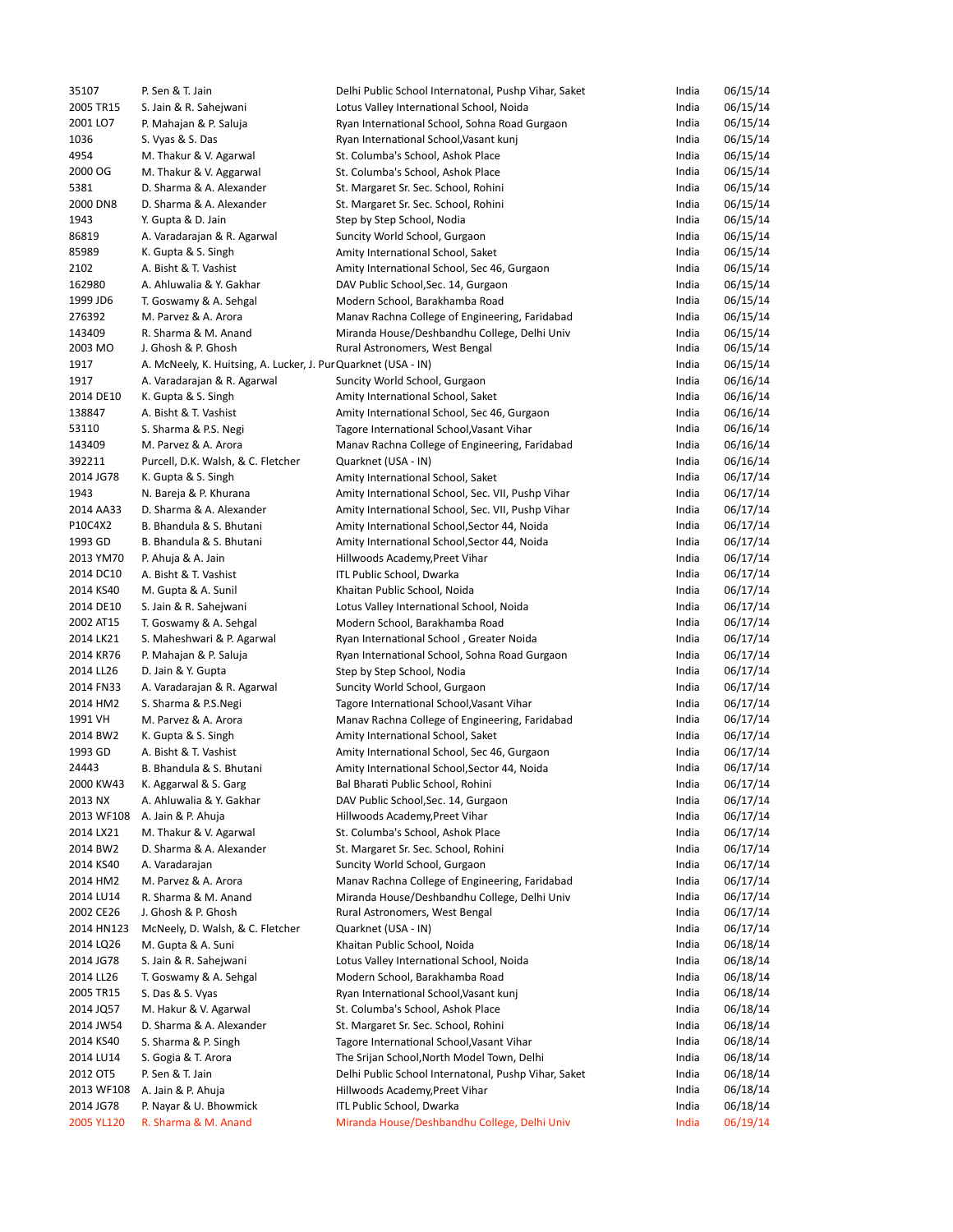| | | | | |
|---|---|---|---|---|
| 35107 | P. Sen & T. Jain | Delhi Public School Internatonal, Pushp Vihar, Saket | India | 06/15/14 |
| 2005 TR15 | S. Jain & R. Sahejwani | Lotus Valley International School, Noida | India | 06/15/14 |
| 2001 LO7 | P. Mahajan & P. Saluja | Ryan International School, Sohna Road Gurgaon | India | 06/15/14 |
| 1036 | S. Vyas & S. Das | Ryan International School,Vasant kunj | India | 06/15/14 |
| 4954 | M. Thakur & V. Agarwal | St. Columba's School, Ashok Place | India | 06/15/14 |
| 2000 OG | M. Thakur & V. Aggarwal | St. Columba's School, Ashok Place | India | 06/15/14 |
| 5381 | D. Sharma & A. Alexander | St. Margaret Sr. Sec. School, Rohini | India | 06/15/14 |
| 2000 DN8 | D. Sharma & A. Alexander | St. Margaret Sr. Sec. School, Rohini | India | 06/15/14 |
| 1943 | Y. Gupta & D. Jain | Step by Step School, Nodia | India | 06/15/14 |
| 86819 | A. Varadarajan & R. Agarwal | Suncity World School, Gurgaon | India | 06/15/14 |
| 85989 | K. Gupta & S. Singh | Amity International School, Saket | India | 06/15/14 |
| 2102 | A. Bisht & T. Vashist | Amity International School, Sec 46, Gurgaon | India | 06/15/14 |
| 162980 | A. Ahluwalia & Y. Gakhar | DAV Public School,Sec. 14, Gurgaon | India | 06/15/14 |
| 1999 JD6 | T. Goswamy & A. Sehgal | Modern School, Barakhamba Road | India | 06/15/14 |
| 276392 | M. Parvez & A. Arora | Manav Rachna College of Engineering, Faridabad | India | 06/15/14 |
| 143409 | R. Sharma & M. Anand | Miranda House/Deshbandhu College, Delhi Univ | India | 06/15/14 |
| 2003 MO | J. Ghosh & P. Ghosh | Rural Astronomers, West Bengal | India | 06/15/14 |
| 1917 | A. McNeely, K. Huitsing, A. Lucker, J. Pur | Quarknet (USA - IN) | India | 06/15/14 |
| 1917 | A. Varadarajan & R. Agarwal | Suncity World School, Gurgaon | India | 06/16/14 |
| 2014 DE10 | K. Gupta & S. Singh | Amity International School, Saket | India | 06/16/14 |
| 138847 | A. Bisht & T. Vashist | Amity International School, Sec 46, Gurgaon | India | 06/16/14 |
| 53110 | S. Sharma & P.S. Negi | Tagore International School,Vasant Vihar | India | 06/16/14 |
| 143409 | M. Parvez & A. Arora | Manav Rachna College of Engineering, Faridabad | India | 06/16/14 |
| 392211 | Purcell, D.K. Walsh, & C. Fletcher | Quarknet (USA - IN) | India | 06/16/14 |
| 2014 JG78 | K. Gupta & S. Singh | Amity International School, Saket | India | 06/17/14 |
| 1943 | N. Bareja & P. Khurana | Amity International School, Sec. VII, Pushp Vihar | India | 06/17/14 |
| 2014 AA33 | D. Sharma & A. Alexander | Amity International School, Sec. VII, Pushp Vihar | India | 06/17/14 |
| P10C4X2 | B. Bhandula & S. Bhutani | Amity International School,Sector 44, Noida | India | 06/17/14 |
| 1993 GD | B. Bhandula & S. Bhutani | Amity International School,Sector 44, Noida | India | 06/17/14 |
| 2013 YM70 | P. Ahuja & A. Jain | Hillwoods Academy,Preet Vihar | India | 06/17/14 |
| 2014 DC10 | A. Bisht & T. Vashist | ITL Public School, Dwarka | India | 06/17/14 |
| 2014 KS40 | M. Gupta & A. Sunil | Khaitan Public School, Noida | India | 06/17/14 |
| 2014 DE10 | S. Jain & R. Sahejwani | Lotus Valley International School, Noida | India | 06/17/14 |
| 2002 AT15 | T. Goswamy & A. Sehgal | Modern School, Barakhamba Road | India | 06/17/14 |
| 2014 LK21 | S. Maheshwari & P. Agarwal | Ryan International School , Greater Noida | India | 06/17/14 |
| 2014 KR76 | P. Mahajan & P. Saluja | Ryan International School, Sohna Road Gurgaon | India | 06/17/14 |
| 2014 LL26 | D. Jain & Y. Gupta | Step by Step School, Nodia | India | 06/17/14 |
| 2014 FN33 | A. Varadarajan & R. Agarwal | Suncity World School, Gurgaon | India | 06/17/14 |
| 2014 HM2 | S. Sharma & P.S.Negi | Tagore International School,Vasant Vihar | India | 06/17/14 |
| 1991 VH | M. Parvez & A. Arora | Manav Rachna College of Engineering, Faridabad | India | 06/17/14 |
| 2014 BW2 | K. Gupta & S. Singh | Amity International School, Saket | India | 06/17/14 |
| 1993 GD | A. Bisht & T. Vashist | Amity International School, Sec 46, Gurgaon | India | 06/17/14 |
| 24443 | B. Bhandula & S. Bhutani | Amity International School,Sector 44, Noida | India | 06/17/14 |
| 2000 KW43 | K. Aggarwal & S. Garg | Bal Bharati Public School, Rohini | India | 06/17/14 |
| 2013 NX | A. Ahluwalia & Y. Gakhar | DAV Public School,Sec. 14, Gurgaon | India | 06/17/14 |
| 2013 WF108 | A. Jain & P. Ahuja | Hillwoods Academy,Preet Vihar | India | 06/17/14 |
| 2014 LX21 | M. Thakur & V. Agarwal | St. Columba's School, Ashok Place | India | 06/17/14 |
| 2014 BW2 | D. Sharma & A. Alexander | St. Margaret Sr. Sec. School, Rohini | India | 06/17/14 |
| 2014 KS40 | A. Varadarajan | Suncity World School, Gurgaon | India | 06/17/14 |
| 2014 HM2 | M. Parvez & A. Arora | Manav Rachna College of Engineering, Faridabad | India | 06/17/14 |
| 2014 LU14 | R. Sharma & M. Anand | Miranda House/Deshbandhu College, Delhi Univ | India | 06/17/14 |
| 2002 CE26 | J. Ghosh & P. Ghosh | Rural Astronomers, West Bengal | India | 06/17/14 |
| 2014 HN123 | McNeely, D. Walsh, & C. Fletcher | Quarknet (USA - IN) | India | 06/17/14 |
| 2014 LQ26 | M. Gupta & A. Suni | Khaitan Public School, Noida | India | 06/18/14 |
| 2014 JG78 | S. Jain & R. Sahejwani | Lotus Valley International School, Noida | India | 06/18/14 |
| 2014 LL26 | T. Goswamy & A. Sehgal | Modern School, Barakhamba Road | India | 06/18/14 |
| 2005 TR15 | S. Das & S. Vyas | Ryan International School,Vasant kunj | India | 06/18/14 |
| 2014 JQ57 | M. Hakur & V. Agarwal | St. Columba's School, Ashok Place | India | 06/18/14 |
| 2014 JW54 | D. Sharma & A. Alexander | St. Margaret Sr. Sec. School, Rohini | India | 06/18/14 |
| 2014 KS40 | S. Sharma & P. Singh | Tagore International School,Vasant Vihar | India | 06/18/14 |
| 2014 LU14 | S. Gogia & T. Arora | The Srijan School,North Model Town, Delhi | India | 06/18/14 |
| 2012 OT5 | P. Sen & T. Jain | Delhi Public School Internatonal, Pushp Vihar, Saket | India | 06/18/14 |
| 2013 WF108 | A. Jain & P. Ahuja | Hillwoods Academy,Preet Vihar | India | 06/18/14 |
| 2014 JG78 | P. Nayar & U. Bhowmick | ITL Public School, Dwarka | India | 06/18/14 |
| 2005 YL120 | R. Sharma & M. Anand | Miranda House/Deshbandhu College, Delhi Univ | India | 06/19/14 |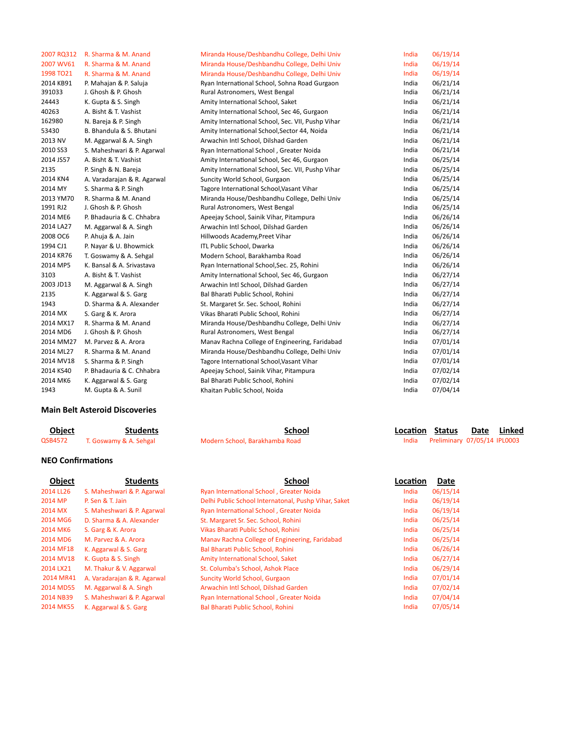| | | | | |
|---|---|---|---|---|
| 2007 RQ312 | R. Sharma & M. Anand | Miranda House/Deshbandhu College, Delhi Univ | India | 06/19/14 |
| 2007 WV61 | R. Sharma & M. Anand | Miranda House/Deshbandhu College, Delhi Univ | India | 06/19/14 |
| 1998 TO21 | R. Sharma & M. Anand | Miranda House/Deshbandhu College, Delhi Univ | India | 06/19/14 |
| 2014 KB91 | P. Mahajan & P. Saluja | Ryan International School, Sohna Road Gurgaon | India | 06/21/14 |
| 391033 | J. Ghosh & P. Ghosh | Rural Astronomers, West Bengal | India | 06/21/14 |
| 24443 | K. Gupta & S. Singh | Amity International School, Saket | India | 06/21/14 |
| 40263 | A. Bisht & T. Vashist | Amity International School, Sec 46, Gurgaon | India | 06/21/14 |
| 162980 | N. Bareja & P. Singh | Amity International School, Sec. VII, Pushp Vihar | India | 06/21/14 |
| 53430 | B. Bhandula & S. Bhutani | Amity International School,Sector 44, Noida | India | 06/21/14 |
| 2013 NV | M. Aggarwal & A. Singh | Arwachin Intl School, Dilshad Garden | India | 06/21/14 |
| 2010 SS3 | S. Maheshwari & P. Agarwal | Ryan International School , Greater Noida | India | 06/21/14 |
| 2014 JS57 | A. Bisht & T. Vashist | Amity International School, Sec 46, Gurgaon | India | 06/25/14 |
| 2135 | P. Singh & N. Bareja | Amity International School, Sec. VII, Pushp Vihar | India | 06/25/14 |
| 2014 KN4 | A. Varadarajan & R. Agarwal | Suncity World School, Gurgaon | India | 06/25/14 |
| 2014 MY | S. Sharma & P. Singh | Tagore International School,Vasant Vihar | India | 06/25/14 |
| 2013 YM70 | R. Sharma & M. Anand | Miranda House/Deshbandhu College, Delhi Univ | India | 06/25/14 |
| 1991 RJ2 | J. Ghosh & P. Ghosh | Rural Astronomers, West Bengal | India | 06/25/14 |
| 2014 ME6 | P. Bhadauria & C. Chhabra | Apeejay School, Sainik Vihar, Pitampura | India | 06/26/14 |
| 2014 LA27 | M. Aggarwal & A. Singh | Arwachin Intl School, Dilshad Garden | India | 06/26/14 |
| 2008 OC6 | P. Ahuja & A. Jain | Hillwoods Academy,Preet Vihar | India | 06/26/14 |
| 1994 CJ1 | P. Nayar & U. Bhowmick | ITL Public School, Dwarka | India | 06/26/14 |
| 2014 KR76 | T. Goswamy & A. Sehgal | Modern School, Barakhamba Road | India | 06/26/14 |
| 2014 MP5 | K. Bansal & A. Srivastava | Ryan International School,Sec. 25, Rohini | India | 06/26/14 |
| 3103 | A. Bisht & T. Vashist | Amity International School, Sec 46, Gurgaon | India | 06/27/14 |
| 2003 JD13 | M. Aggarwal & A. Singh | Arwachin Intl School, Dilshad Garden | India | 06/27/14 |
| 2135 | K. Aggarwal & S. Garg | Bal Bharati Public School, Rohini | India | 06/27/14 |
| 1943 | D. Sharma & A. Alexander | St. Margaret Sr. Sec. School, Rohini | India | 06/27/14 |
| 2014 MX | S. Garg & K. Arora | Vikas Bharati Public School, Rohini | India | 06/27/14 |
| 2014 MX17 | R. Sharma & M. Anand | Miranda House/Deshbandhu College, Delhi Univ | India | 06/27/14 |
| 2014 MD6 | J. Ghosh & P. Ghosh | Rural Astronomers, West Bengal | India | 06/27/14 |
| 2014 MM27 | M. Parvez & A. Arora | Manav Rachna College of Engineering, Faridabad | India | 07/01/14 |
| 2014 ML27 | R. Sharma & M. Anand | Miranda House/Deshbandhu College, Delhi Univ | India | 07/01/14 |
| 2014 MV18 | S. Sharma & P. Singh | Tagore International School,Vasant Vihar | India | 07/01/14 |
| 2014 KS40 | P. Bhadauria & C. Chhabra | Apeejay School, Sainik Vihar, Pitampura | India | 07/02/14 |
| 2014 MK6 | K. Aggarwal & S. Garg | Bal Bharati Public School, Rohini | India | 07/02/14 |
| 1943 | M. Gupta & A. Sunil | Khaitan Public School, Noida | India | 07/04/14 |

## Main Belt Asteroid Discoveries

| Object | Students | School | Location | Status | Date | Linked |
|---|---|---|---|---|---|---|
| QSB4572 | T. Goswamy & A. Sehgal | Modern School, Barakhamba Road | India | Preliminary | 07/05/14 | IPL0003 |

## NEO Confirmations

| Object | Students | School | Location | Date |
|---|---|---|---|---|
| 2014 LL26 | S. Maheshwari & P. Agarwal | Ryan International School , Greater Noida | India | 06/15/14 |
| 2014 MP | P. Sen & T. Jain | Delhi Public School Internatonal, Pushp Vihar, Saket | India | 06/19/14 |
| 2014 MX | S. Maheshwari & P. Agarwal | Ryan International School , Greater Noida | India | 06/19/14 |
| 2014 MG6 | D. Sharma & A. Alexander | St. Margaret Sr. Sec. School, Rohini | India | 06/25/14 |
| 2014 MK6 | S. Garg & K. Arora | Vikas Bharati Public School, Rohini | India | 06/25/14 |
| 2014 MD6 | M. Parvez & A. Arora | Manav Rachna College of Engineering, Faridabad | India | 06/25/14 |
| 2014 MF18 | K. Aggarwal & S. Garg | Bal Bharati Public School, Rohini | India | 06/26/14 |
| 2014 MV18 | K. Gupta & S. Singh | Amity International School, Saket | India | 06/27/14 |
| 2014 LX21 | M. Thakur & V. Aggarwal | St. Columba's School, Ashok Place | India | 06/29/14 |
| 2014 MR41 | A. Varadarajan & R. Agarwal | Suncity World School, Gurgaon | India | 07/01/14 |
| 2014 MD55 | M. Aggarwal & A. Singh | Arwachin Intl School, Dilshad Garden | India | 07/02/14 |
| 2014 NB39 | S. Maheshwari & P. Agarwal | Ryan International School , Greater Noida | India | 07/04/14 |
| 2014 MK55 | K. Aggarwal & S. Garg | Bal Bharati Public School, Rohini | India | 07/05/14 |